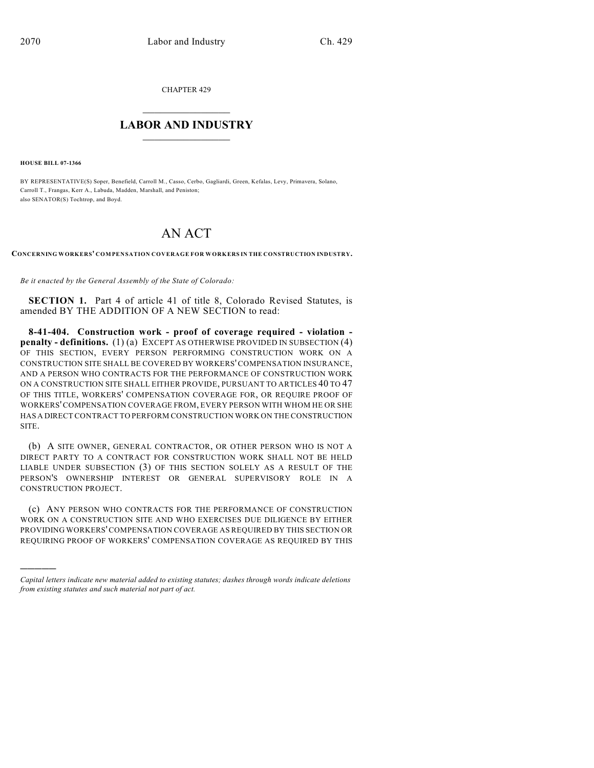CHAPTER 429

# LABOR AND INDUSTRY

**HOUSE BILL 07-1366**

BY REPRESENTATIVE(S) Soper, Benefield, Carroll M., Casso, Cerbo, Gagliardi, Green, Kefalas, Levy, Primavera, Solano, Carroll T., Frangas, Kerr A., Labuda, Madden, Marshall, and Peniston;
also SENATOR(S) Tochtrop, and Boyd.

# AN ACT

**CONCERNING WORKERS' COMPENSATION COVERAGE FOR WORKERS IN THE CONSTRUCTION INDUSTRY.**

*Be it enacted by the General Assembly of the State of Colorado:*

**SECTION 1.** Part 4 of article 41 of title 8, Colorado Revised Statutes, is amended BY THE ADDITION OF A NEW SECTION to read:

**8-41-404. Construction work - proof of coverage required - violation - penalty - definitions.** (1) (a) EXCEPT AS OTHERWISE PROVIDED IN SUBSECTION (4) OF THIS SECTION, EVERY PERSON PERFORMING CONSTRUCTION WORK ON A CONSTRUCTION SITE SHALL BE COVERED BY WORKERS' COMPENSATION INSURANCE, AND A PERSON WHO CONTRACTS FOR THE PERFORMANCE OF CONSTRUCTION WORK ON A CONSTRUCTION SITE SHALL EITHER PROVIDE, PURSUANT TO ARTICLES 40 TO 47 OF THIS TITLE, WORKERS' COMPENSATION COVERAGE FOR, OR REQUIRE PROOF OF WORKERS' COMPENSATION COVERAGE FROM, EVERY PERSON WITH WHOM HE OR SHE HAS A DIRECT CONTRACT TO PERFORM CONSTRUCTION WORK ON THE CONSTRUCTION SITE.

(b) A SITE OWNER, GENERAL CONTRACTOR, OR OTHER PERSON WHO IS NOT A DIRECT PARTY TO A CONTRACT FOR CONSTRUCTION WORK SHALL NOT BE HELD LIABLE UNDER SUBSECTION (3) OF THIS SECTION SOLELY AS A RESULT OF THE PERSON'S OWNERSHIP INTEREST OR GENERAL SUPERVISORY ROLE IN A CONSTRUCTION PROJECT.

(c) ANY PERSON WHO CONTRACTS FOR THE PERFORMANCE OF CONSTRUCTION WORK ON A CONSTRUCTION SITE AND WHO EXERCISES DUE DILIGENCE BY EITHER PROVIDING WORKERS' COMPENSATION COVERAGE AS REQUIRED BY THIS SECTION OR REQUIRING PROOF OF WORKERS' COMPENSATION COVERAGE AS REQUIRED BY THIS

---

*Capital letters indicate new material added to existing statutes; dashes through words indicate deletions from existing statutes and such material not part of act.*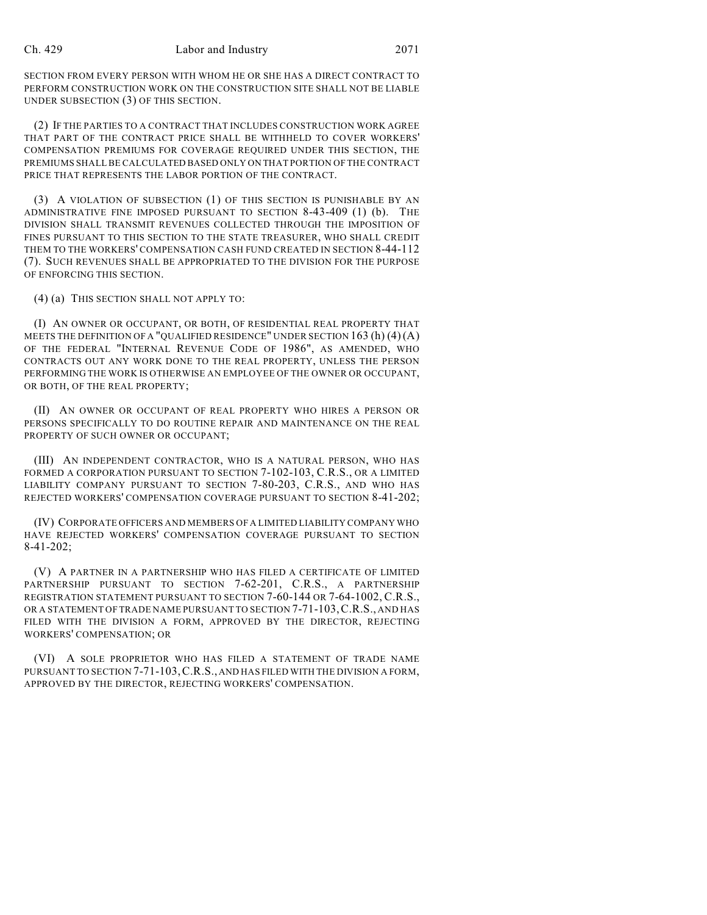SECTION FROM EVERY PERSON WITH WHOM HE OR SHE HAS A DIRECT CONTRACT TO PERFORM CONSTRUCTION WORK ON THE CONSTRUCTION SITE SHALL NOT BE LIABLE UNDER SUBSECTION (3) OF THIS SECTION.

(2) IF THE PARTIES TO A CONTRACT THAT INCLUDES CONSTRUCTION WORK AGREE THAT PART OF THE CONTRACT PRICE SHALL BE WITHHELD TO COVER WORKERS' COMPENSATION PREMIUMS FOR COVERAGE REQUIRED UNDER THIS SECTION, THE PREMIUMS SHALL BE CALCULATED BASED ONLY ON THAT PORTION OF THE CONTRACT PRICE THAT REPRESENTS THE LABOR PORTION OF THE CONTRACT.

(3) A VIOLATION OF SUBSECTION (1) OF THIS SECTION IS PUNISHABLE BY AN ADMINISTRATIVE FINE IMPOSED PURSUANT TO SECTION 8-43-409 (1) (b). THE DIVISION SHALL TRANSMIT REVENUES COLLECTED THROUGH THE IMPOSITION OF FINES PURSUANT TO THIS SECTION TO THE STATE TREASURER, WHO SHALL CREDIT THEM TO THE WORKERS' COMPENSATION CASH FUND CREATED IN SECTION 8-44-112 (7). SUCH REVENUES SHALL BE APPROPRIATED TO THE DIVISION FOR THE PURPOSE OF ENFORCING THIS SECTION.

(4) (a) THIS SECTION SHALL NOT APPLY TO:

(I) AN OWNER OR OCCUPANT, OR BOTH, OF RESIDENTIAL REAL PROPERTY THAT MEETS THE DEFINITION OF A "QUALIFIED RESIDENCE" UNDER SECTION 163 (h) (4) (A) OF THE FEDERAL "INTERNAL REVENUE CODE OF 1986", AS AMENDED, WHO CONTRACTS OUT ANY WORK DONE TO THE REAL PROPERTY, UNLESS THE PERSON PERFORMING THE WORK IS OTHERWISE AN EMPLOYEE OF THE OWNER OR OCCUPANT, OR BOTH, OF THE REAL PROPERTY;

(II) AN OWNER OR OCCUPANT OF REAL PROPERTY WHO HIRES A PERSON OR PERSONS SPECIFICALLY TO DO ROUTINE REPAIR AND MAINTENANCE ON THE REAL PROPERTY OF SUCH OWNER OR OCCUPANT;

(III) AN INDEPENDENT CONTRACTOR, WHO IS A NATURAL PERSON, WHO HAS FORMED A CORPORATION PURSUANT TO SECTION 7-102-103, C.R.S., OR A LIMITED LIABILITY COMPANY PURSUANT TO SECTION 7-80-203, C.R.S., AND WHO HAS REJECTED WORKERS' COMPENSATION COVERAGE PURSUANT TO SECTION 8-41-202;

(IV) CORPORATE OFFICERS AND MEMBERS OF A LIMITED LIABILITY COMPANY WHO HAVE REJECTED WORKERS' COMPENSATION COVERAGE PURSUANT TO SECTION 8-41-202;

(V) A PARTNER IN A PARTNERSHIP WHO HAS FILED A CERTIFICATE OF LIMITED PARTNERSHIP PURSUANT TO SECTION 7-62-201, C.R.S., A PARTNERSHIP REGISTRATION STATEMENT PURSUANT TO SECTION 7-60-144 OR 7-64-1002, C.R.S., OR A STATEMENT OF TRADE NAME PURSUANT TO SECTION 7-71-103, C.R.S., AND HAS FILED WITH THE DIVISION A FORM, APPROVED BY THE DIRECTOR, REJECTING WORKERS' COMPENSATION; OR

(VI) A SOLE PROPRIETOR WHO HAS FILED A STATEMENT OF TRADE NAME PURSUANT TO SECTION 7-71-103, C.R.S., AND HAS FILED WITH THE DIVISION A FORM, APPROVED BY THE DIRECTOR, REJECTING WORKERS' COMPENSATION.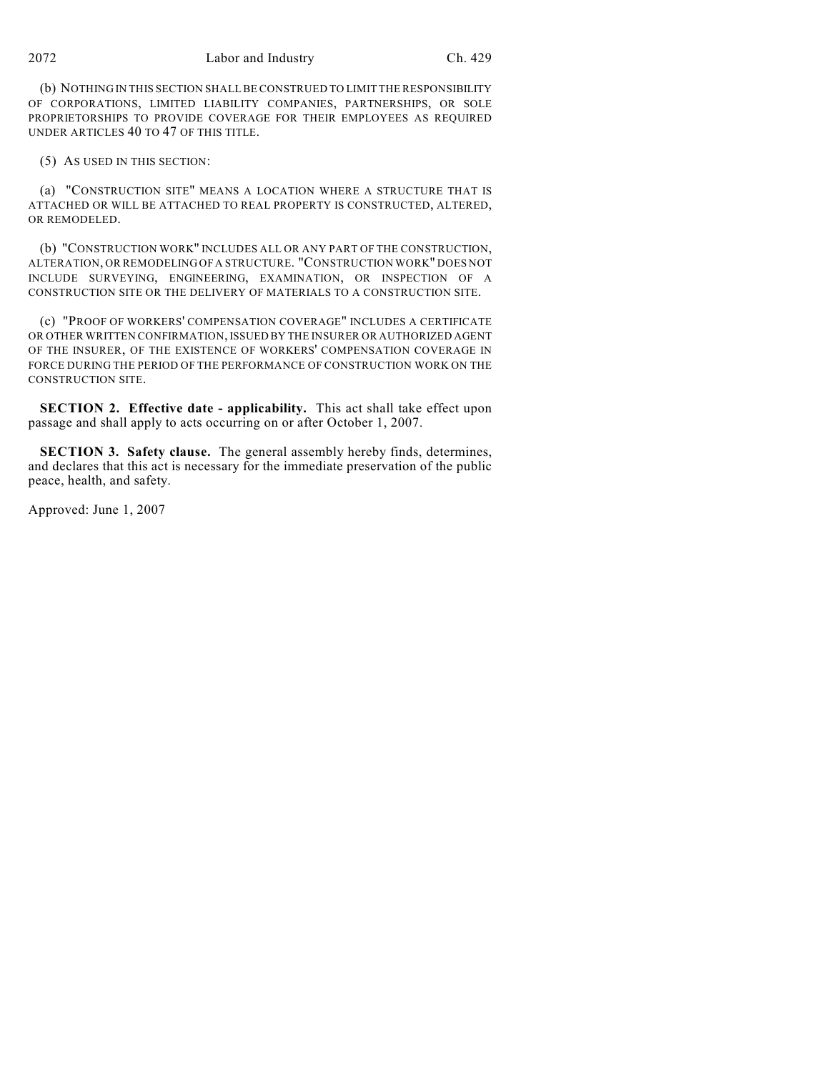(b) NOTHING IN THIS SECTION SHALL BE CONSTRUED TO LIMIT THE RESPONSIBILITY OF CORPORATIONS, LIMITED LIABILITY COMPANIES, PARTNERSHIPS, OR SOLE PROPRIETORSHIPS TO PROVIDE COVERAGE FOR THEIR EMPLOYEES AS REQUIRED UNDER ARTICLES 40 TO 47 OF THIS TITLE.

(5) AS USED IN THIS SECTION:

(a) "CONSTRUCTION SITE" MEANS A LOCATION WHERE A STRUCTURE THAT IS ATTACHED OR WILL BE ATTACHED TO REAL PROPERTY IS CONSTRUCTED, ALTERED, OR REMODELED.

(b) "CONSTRUCTION WORK" INCLUDES ALL OR ANY PART OF THE CONSTRUCTION, ALTERATION, OR REMODELING OF A STRUCTURE. "CONSTRUCTION WORK" DOES NOT INCLUDE SURVEYING, ENGINEERING, EXAMINATION, OR INSPECTION OF A CONSTRUCTION SITE OR THE DELIVERY OF MATERIALS TO A CONSTRUCTION SITE.

(c) "PROOF OF WORKERS' COMPENSATION COVERAGE" INCLUDES A CERTIFICATE OR OTHER WRITTEN CONFIRMATION, ISSUED BY THE INSURER OR AUTHORIZED AGENT OF THE INSURER, OF THE EXISTENCE OF WORKERS' COMPENSATION COVERAGE IN FORCE DURING THE PERIOD OF THE PERFORMANCE OF CONSTRUCTION WORK ON THE CONSTRUCTION SITE.

**SECTION 2. Effective date - applicability.** This act shall take effect upon passage and shall apply to acts occurring on or after October 1, 2007.

**SECTION 3. Safety clause.** The general assembly hereby finds, determines, and declares that this act is necessary for the immediate preservation of the public peace, health, and safety.

Approved: June 1, 2007